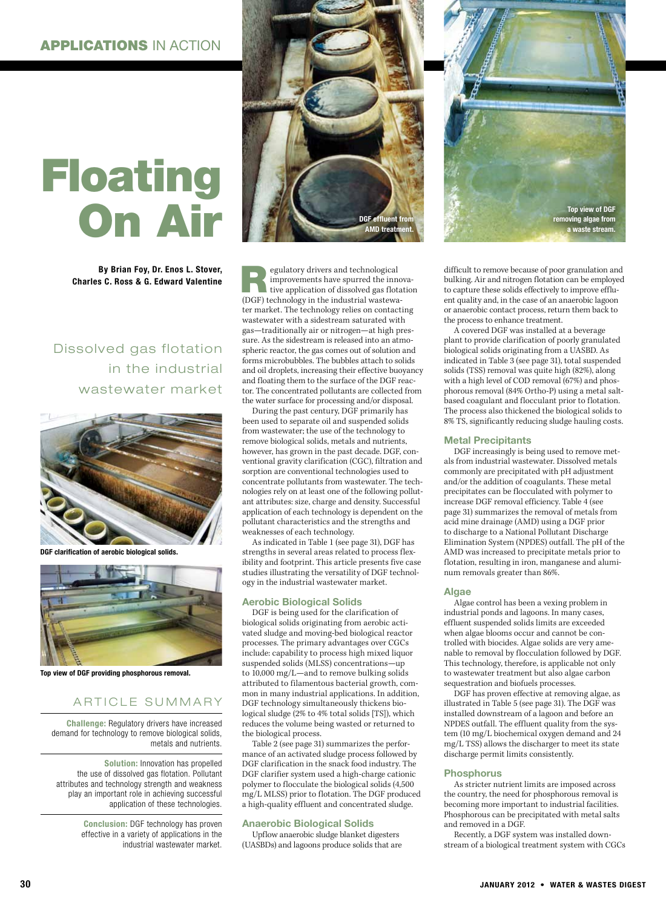# Floating On Air

**By Brian Foy, Dr. Enos L. Stover, Charles C. Ross & G. Edward Valentine**

## Dissolved gas flotation in the industrial wastewater market

DGF effluent from AMD treatment.

Top view of DGF removing algae from a waste stream.

DGF clarification of aerobic biological solids.

Top view of DGF providing phosphorous removal.

### ARTICLE SUMMARY

**Challenge:** Regulatory drivers have increased demand for technology to remove biological solids, metals and nutrients.

**Solution:** Innovation has propelled the use of dissolved gas flotation. Pollutant attributes and technology strength and weakness play an important role in achieving successful application of these technologies.

**Conclusion:** DGF technology has proven effective in a variety of applications in the industrial wastewater market.

Regulatory drivers and technological improvements have spurred the innovative application of dissolved gas flotation (DGF) technology in the industrial wastewater market. The technology relies on contacting wastewater with a sidestream saturated with gas—traditionally air or nitrogen—at high pressure. As the sidestream is released into an atmospheric reactor, the gas comes out of solution and forms microbubbles. The bubbles attach to solids and oil droplets, increasing their effective buoyancy and floating them to the surface of the DGF reactor. The concentrated pollutants are collected from the water surface for processing and/or disposal.

During the past century, DGF primarily has been used to separate oil and suspended solids from wastewater; the use of the technology to remove biological solids, metals and nutrients, however, has grown in the past decade. DGF, conventional gravity clarification (CGC), filtration and sorption are conventional technologies used to concentrate pollutants from wastewater. The technologies rely on at least one of the following pollutant attributes: size, charge and density. Successful application of each technology is dependent on the pollutant characteristics and the strengths and weaknesses of each technology.

As indicated in Table 1 (see page 31), DGF has strengths in several areas related to process flexibility and footprint. This article presents five case studies illustrating the versatility of DGF technology in the industrial wastewater market.

### Aerobic Biological Solids

DGF is being used for the clarification of biological solids originating from aerobic activated sludge and moving-bed biological reactor processes. The primary advantages over CGCs include: capability to process high mixed liquor suspended solids (MLSS) concentrations—up to 10,000 mg/L—and to remove bulking solids attributed to filamentous bacterial growth, common in many industrial applications. In addition, DGF technology simultaneously thickens biological sludge (2% to 4% total solids [TS]), which reduces the volume being wasted or returned to the biological process.

Table 2 (see page 31) summarizes the performance of an activated sludge process followed by DGF clarification in the snack food industry. The DGF clarifier system used a high-charge cationic polymer to flocculate the biological solids (4,500 mg/L MLSS) prior to flotation. The DGF produced a high-quality effluent and concentrated sludge.

### Anaerobic Biological Solids

Upflow anaerobic sludge blanket digesters (UASBDs) and lagoons produce solids that are difficult to remove because of poor granulation and bulking. Air and nitrogen flotation can be employed to capture these solids effectively to improve effluent quality and, in the case of an anaerobic lagoon or anaerobic contact process, return them back to the process to enhance treatment.

A covered DGF was installed at a beverage plant to provide clarification of poorly granulated biological solids originating from a UASBD. As indicated in Table 3 (see page 31), total suspended solids (TSS) removal was quite high (82%), along with a high level of COD removal (67%) and phosphorous removal (84% Ortho-P) using a metal salt-based coagulant and flocculant prior to flotation. The process also thickened the biological solids to 8% TS, significantly reducing sludge hauling costs.

### Metal Precipitants

DGF increasingly is being used to remove metals from industrial wastewater. Dissolved metals commonly are precipitated with pH adjustment and/or the addition of coagulants. These metal precipitates can be flocculated with polymer to increase DGF removal efficiency. Table 4 (see page 31) summarizes the removal of metals from acid mine drainage (AMD) using a DGF prior to discharge to a National Pollutant Discharge Elimination System (NPDES) outfall. The pH of the AMD was increased to precipitate metals prior to flotation, resulting in iron, manganese and aluminum removals greater than 86%.

### Algae

Algae control has been a vexing problem in industrial ponds and lagoons. In many cases, effluent suspended solids limits are exceeded when algae blooms occur and cannot be controlled with biocides. Algae solids are very amenable to removal by flocculation followed by DGF. This technology, therefore, is applicable not only to wastewater treatment but also algae carbon sequestration and biofuels processes.

DGF has proven effective at removing algae, as illustrated in Table 5 (see page 31). The DGF was installed downstream of a lagoon and before an NPDES outfall. The effluent quality from the system (10 mg/L biochemical oxygen demand and 24 mg/L TSS) allows the discharger to meet its state discharge permit limits consistently.

### Phosphorus

As stricter nutrient limits are imposed across the country, the need for phosphorous removal is becoming more important to industrial facilities. Phosphorous can be precipitated with metal salts and removed in a DGF.

Recently, a DGF system was installed downstream of a biological treatment system with CGCs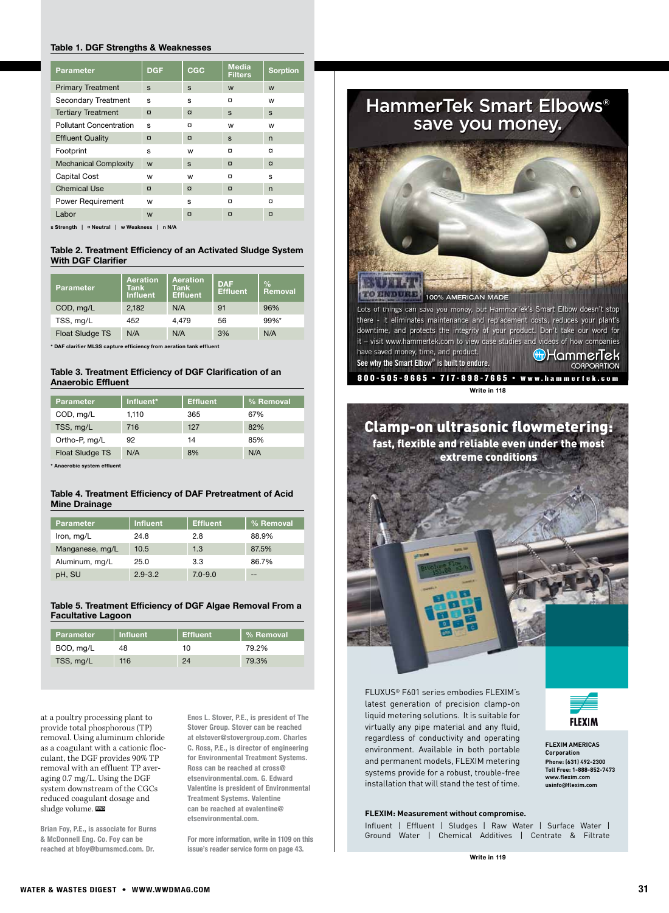**Table 1. DGF Strengths & Weaknesses**

| Parameter | DGF | CGC | Media Filters | Sorption |
|---|---|---|---|---|
| Primary Treatment | s | s | w | w |
| Secondary Treatment | s | s | ¤ | w |
| Tertiary Treatment | ¤ | ¤ | s | s |
| Pollutant Concentration | s | ¤ | w | w |
| Effluent Quality | ¤ | ¤ | s | n |
| Footprint | s | w | ¤ | ¤ |
| Mechanical Complexity | w | s | ¤ | ¤ |
| Capital Cost | w | w | ¤ | s |
| Chemical Use | ¤ | ¤ | ¤ | n |
| Power Requirement | w | s | ¤ | ¤ |
| Labor | w | ¤ | ¤ | ¤ |

s Strength | ¤ Neutral | w Weakness | n N/A

**Table 2. Treatment Efficiency of an Activated Sludge System With DGF Clarifier**

| Parameter | Aeration Tank Influent | Aeration Tank Effluent | DAF Effluent | % Removal |
|---|---|---|---|---|
| COD, mg/L | 2,182 | N/A | 91 | 96% |
| TSS, mg/L | 452 | 4,479 | 56 | 99%* |
| Float Sludge TS | N/A | N/A | 3% | N/A |

* DAF clarifier MLSS capture efficiency from aeration tank effluent

**Table 3. Treatment Efficiency of DGF Clarification of an Anaerobic Effluent**

| Parameter | Influent* | Effluent | % Removal |
|---|---|---|---|
| COD, mg/L | 1,110 | 365 | 67% |
| TSS, mg/L | 716 | 127 | 82% |
| Ortho-P, mg/L | 92 | 14 | 85% |
| Float Sludge TS | N/A | 8% | N/A |

* Anaerobic system effluent

**Table 4. Treatment Efficiency of DAF Pretreatment of Acid Mine Drainage**

| Parameter | Influent | Effluent | % Removal |
|---|---|---|---|
| Iron, mg/L | 24.8 | 2.8 | 88.9% |
| Manganese, mg/L | 10.5 | 1.3 | 87.5% |
| Aluminum, mg/L | 25.0 | 3.3 | 86.7% |
| pH, SU | 2.9-3.2 | 7.0-9.0 | -- |

**Table 5. Treatment Efficiency of DGF Algae Removal From a Facultative Lagoon**

| Parameter | Influent | Effluent | % Removal |
|---|---|---|---|
| BOD, mg/L | 48 | 10 | 79.2% |
| TSS, mg/L | 116 | 24 | 79.3% |

at a poultry processing plant to provide total phosphorous (TP) removal. Using aluminum chloride as a coagulant with a cationic flocculant, the DGF provides 90% TP removal with an effluent TP averaging 0.7 mg/L. Using the DGF system downstream of the CGCs reduced coagulant dosage and sludge volume.

*Brian Foy, P.E., is associate for Burns & McDonnell Eng. Co. Foy can be reached at bfoy@burnsmcd.com. Dr. Enos L. Stover, P.E., is president of The Stover Group. Stover can be reached at elstover@stovergroup.com. Charles C. Ross, P.E., is director of engineering for Environmental Treatment Systems. Ross can be reached at cross@etsenvironmental.com. G. Edward Valentine is president of Environmental Treatment Systems. Valentine can be reached at evalentine@etsenvironmental.com.*

*For more information, write in 1109 on this issue's reader service form on page 43.*

# HammerTek Smart Elbows® save you money.

BUILT TO ENDURE — 100% AMERICAN MADE

Lots of things can save you money, but HammerTek's Smart Elbow doesn't stop there – it eliminates maintenance and replacement costs, reduces your plant's downtime, and protects the integrity of your product. Don't take our word for it – visit www.hammertek.com to view case studies and videos of how companies have saved money, time, and product.

See why the Smart Elbow® is built to endure.

HammerTek CORPORATION

800-505-9665 • 717-898-7665 • www.hammertek.com

Write in 118

# Clamp-on ultrasonic flowmetering:

**fast, flexible and reliable even under the most extreme conditions**

FLUXUS® F601 series embodies FLEXIM's latest generation of precision clamp-on liquid metering solutions. It is suitable for virtually any pipe material and any fluid, regardless of conductivity and operating environment. Available in both portable and permanent models, FLEXIM metering systems provide for a robust, trouble-free installation that will stand the test of time.

FLEXIM

FLEXIM AMERICAS Corporation
Phone: (631) 492-2300
Toll Free: 1-888-852-7473
www.flexim.com
usinfo@flexim.com

**FLEXIM: Measurement without compromise.**

Influent | Effluent | Sludges | Raw Water | Surface Water | Ground Water | Chemical Additives | Centrate & Filtrate

Write in 119